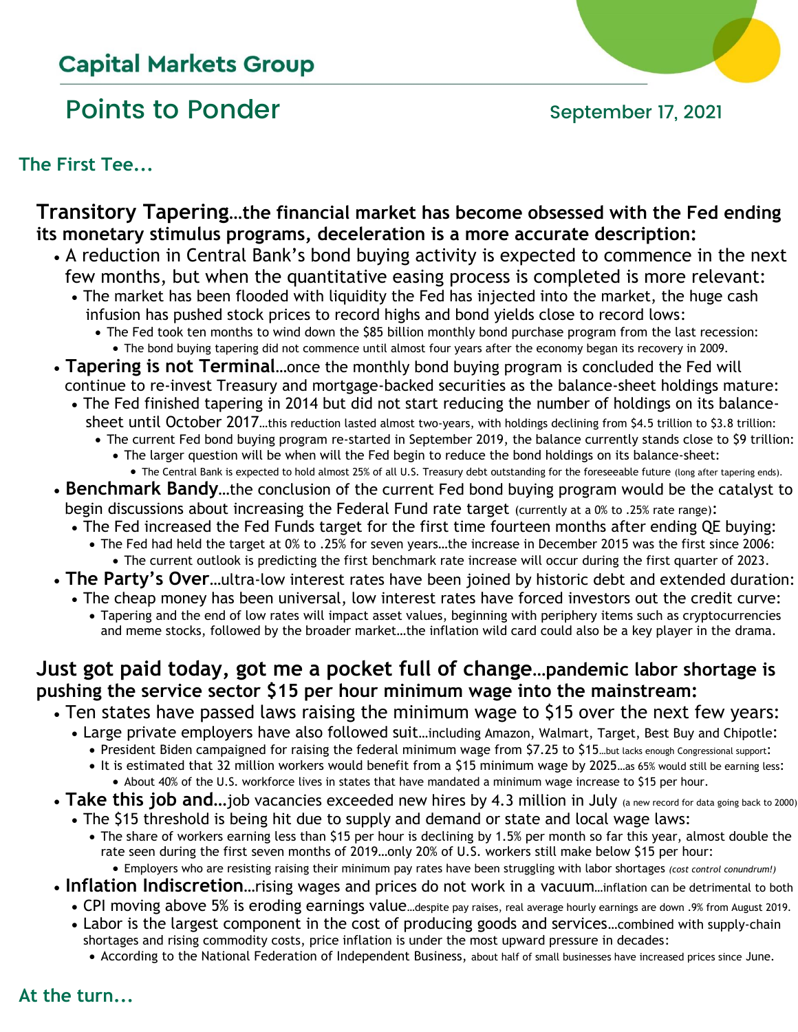## Capital Markets Group

# Points to Ponder

September 17, 2021

### The First Tee...

**Transitory Tapering…the financial market has become obsessed with the Fed ending its monetary stimulus programs, deceleration is a more accurate description:**

- A reduction in Central Bank's bond buying activity is expected to commence in the next few months, but when the quantitative easing process is completed is more relevant:
  - The market has been flooded with liquidity the Fed has injected into the market, the huge cash infusion has pushed stock prices to record highs and bond yields close to record lows:
    - The Fed took ten months to wind down the $85 billion monthly bond purchase program from the last recession:
      - The bond buying tapering did not commence until almost four years after the economy began its recovery in 2009.
- **Tapering is not Terminal**…once the monthly bond buying program is concluded the Fed will continue to re-invest Treasury and mortgage-backed securities as the balance-sheet holdings mature:
  - The Fed finished tapering in 2014 but did not start reducing the number of holdings on its balance-sheet until October 2017…this reduction lasted almost two-years, with holdings declining from $4.5 trillion to $3.8 trillion:
    - The current Fed bond buying program re-started in September 2019, the balance currently stands close to $9 trillion:
      - The larger question will be when will the Fed begin to reduce the bond holdings on its balance-sheet:
        - The Central Bank is expected to hold almost 25% of all U.S. Treasury debt outstanding for the foreseeable future (long after tapering ends).
- **Benchmark Bandy**…the conclusion of the current Fed bond buying program would be the catalyst to begin discussions about increasing the Federal Fund rate target (currently at a 0% to .25% rate range):
  - The Fed increased the Fed Funds target for the first time fourteen months after ending QE buying:
    - The Fed had held the target at 0% to .25% for seven years…the increase in December 2015 was the first since 2006:
      - The current outlook is predicting the first benchmark rate increase will occur during the first quarter of 2023.
- **The Party's Over**…ultra-low interest rates have been joined by historic debt and extended duration:
  - The cheap money has been universal, low interest rates have forced investors out the credit curve:
    - Tapering and the end of low rates will impact asset values, beginning with periphery items such as cryptocurrencies and meme stocks, followed by the broader market…the inflation wild card could also be a key player in the drama.

**Just got paid today, got me a pocket full of change…pandemic labor shortage is pushing the service sector $15 per hour minimum wage into the mainstream:**

- Ten states have passed laws raising the minimum wage to $15 over the next few years:
  - Large private employers have also followed suit…including Amazon, Walmart, Target, Best Buy and Chipotle:
    - President Biden campaigned for raising the federal minimum wage from $7.25 to $15…but lacks enough Congressional support:
    - It is estimated that 32 million workers would benefit from a $15 minimum wage by 2025…as 65% would still be earning less:
      - About 40% of the U.S. workforce lives in states that have mandated a minimum wage increase to $15 per hour.
- **Take this job and…**job vacancies exceeded new hires by 4.3 million in July (a new record for data going back to 2000)
  - The $15 threshold is being hit due to supply and demand or state and local wage laws:
    - The share of workers earning less than $15 per hour is declining by 1.5% per month so far this year, almost double the rate seen during the first seven months of 2019…only 20% of U.S. workers still make below $15 per hour:
      - Employers who are resisting raising their minimum pay rates have been struggling with labor shortages *(cost control conundrum!)*
- **Inflation Indiscretion**…rising wages and prices do not work in a vacuum…inflation can be detrimental to both
  - CPI moving above 5% is eroding earnings value…despite pay raises, real average hourly earnings are down .9% from August 2019.
  - Labor is the largest component in the cost of producing goods and services…combined with supply-chain shortages and rising commodity costs, price inflation is under the most upward pressure in decades:
    - According to the National Federation of Independent Business, about half of small businesses have increased prices since June.

### At the turn...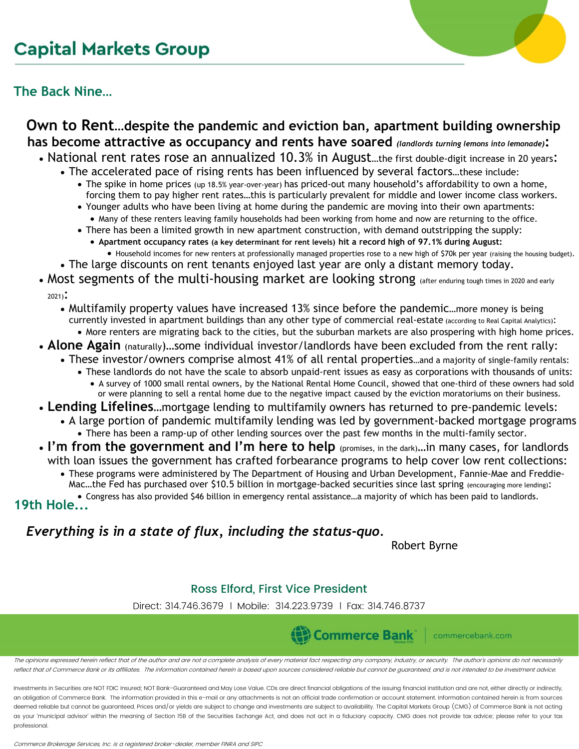# Capital Markets Group

## The Back Nine…

**Own to Rent…despite the pandemic and eviction ban, apartment building ownership has become attractive as occupancy and rents have soared** ***(landlords turning lemons into lemonade)*****:**

- National rent rates rose an annualized 10.3% in August…the first double-digit increase in 20 years:
  - The accelerated pace of rising rents has been influenced by several factors…these include:
    - The spike in home prices (up 18.5% year-over-year) has priced-out many household's affordability to own a home, forcing them to pay higher rent rates…this is particularly prevalent for middle and lower income class workers.
    - Younger adults who have been living at home during the pandemic are moving into their own apartments:
      - Many of these renters leaving family households had been working from home and now are returning to the office.
    - There has been a limited growth in new apartment construction, with demand outstripping the supply:
      - **Apartment occupancy rates (a key determinant for rent levels) hit a record high of 97.1% during August:**
        - Household incomes for new renters at professionally managed properties rose to a new high of $70k per year (raising the housing budget).
  - The large discounts on rent tenants enjoyed last year are only a distant memory today.
- Most segments of the multi-housing market are looking strong (after enduring tough times in 2020 and early 2021):
  - Multifamily property values have increased 13% since before the pandemic…more money is being currently invested in apartment buildings than any other type of commercial real-estate (according to Real Capital Analytics):
    - More renters are migrating back to the cities, but the suburban markets are also prospering with high home prices.
- **Alone Again** (naturally)…some individual investor/landlords have been excluded from the rent rally:
  - These investor/owners comprise almost 41% of all rental properties…and a majority of single-family rentals:
    - These landlords do not have the scale to absorb unpaid-rent issues as easy as corporations with thousands of units:
      - A survey of 1000 small rental owners, by the National Rental Home Council, showed that one-third of these owners had sold or were planning to sell a rental home due to the negative impact caused by the eviction moratoriums on their business.
- **Lending Lifelines**…mortgage lending to multifamily owners has returned to pre-pandemic levels:
  - A large portion of pandemic multifamily lending was led by government-backed mortgage programs
    - There has been a ramp-up of other lending sources over the past few months in the multi-family sector.
- **I'm from the government and I'm here to help** (promises, in the dark)…in many cases, for landlords with loan issues the government has crafted forbearance programs to help cover low rent collections:
  - These programs were administered by The Department of Housing and Urban Development, Fannie-Mae and Freddie-Mac…the Fed has purchased over $10.5 billion in mortgage-backed securities since last spring (encouraging more lending):
    - Congress has also provided $46 billion in emergency rental assistance…a majority of which has been paid to landlords.

## 19th Hole...

***Everything is in a state of flux, including the status-quo.***

Robert Byrne

Ross Elford, First Vice President

Direct: 314.746.3679 | Mobile: 314.223.9739 | Fax: 314.746.8737

Commerce Bank | commercebank.com

*The opinions expressed herein reflect that of the author and are not a complete analysis of every material fact respecting any company, industry, or security. The author's opinions do not necessarily reflect that of Commerce Bank or its affiliates. The information contained herein is based upon sources considered reliable but cannot be guaranteed, and is not intended to be investment advice.*

Investments in Securities are NOT FDIC Insured; NOT Bank-Guaranteed and May Lose Value. CDs are direct financial obligations of the issuing financial institution and are not, either directly or indirectly, an obligation of Commerce Bank. The information provided in this e-mail or any attachments is not an official trade confirmation or account statement. Information contained herein is from sources deemed reliable but cannot be guaranteed. Prices and/or yields are subject to change and investments are subject to availability. The Capital Markets Group (CMG) of Commerce Bank is not acting as your 'municipal advisor' within the meaning of Section 15B of the Securities Exchange Act, and does not act in a fiduciary capacity. CMG does not provide tax advice; please refer to your tax professional.

*Commerce Brokerage Services, Inc. is a registered broker-dealer, member FINRA and SIPC*